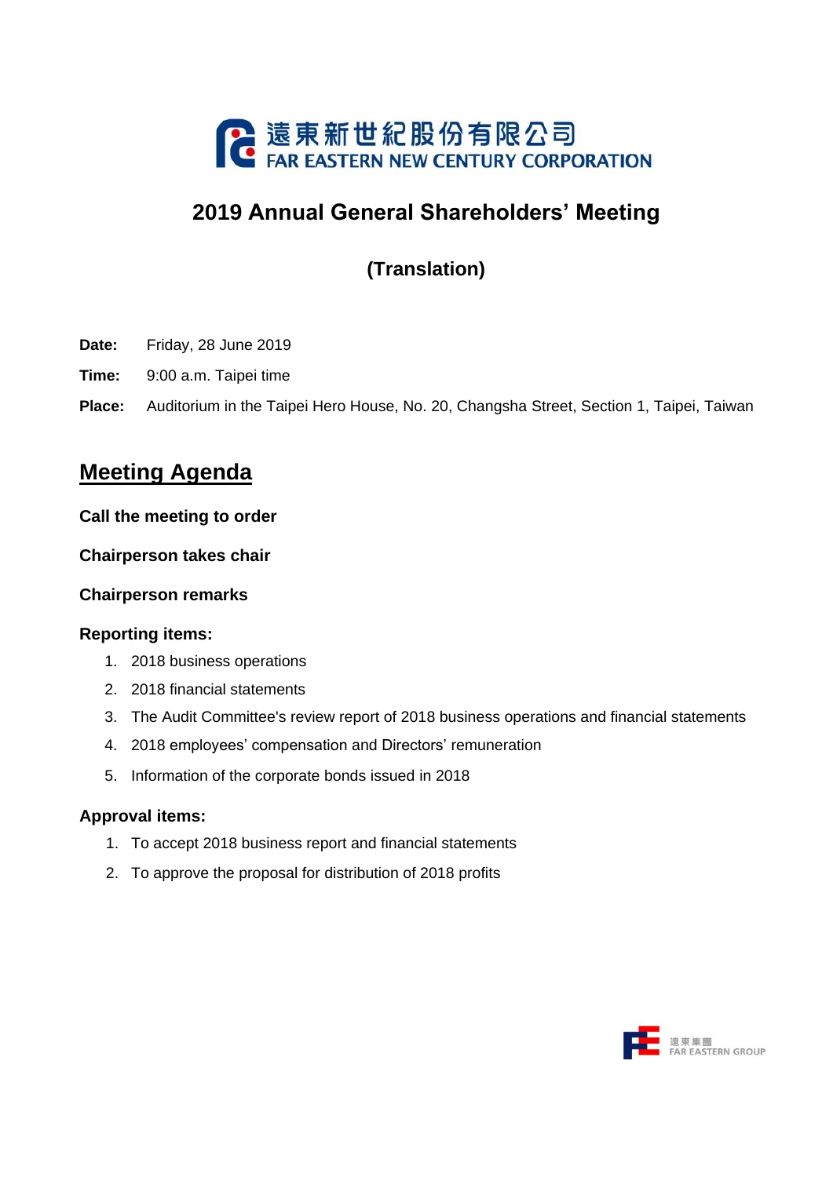遠東新世紀股份有限公司
FAR EASTERN NEW CENTURY CORPORATION

# 2019 Annual General Shareholders' Meeting

## (Translation)

**Date:** Friday, 28 June 2019

**Time:** 9:00 a.m. Taipei time

**Place:** Auditorium in the Taipei Hero House, No. 20, Changsha Street, Section 1, Taipei, Taiwan

## Meeting Agenda

**Call the meeting to order**

**Chairperson takes chair**

**Chairperson remarks**

**Reporting items:**

1. 2018 business operations
2. 2018 financial statements
3. The Audit Committee's review report of 2018 business operations and financial statements
4. 2018 employees' compensation and Directors' remuneration
5. Information of the corporate bonds issued in 2018

**Approval items:**

1. To accept 2018 business report and financial statements
2. To approve the proposal for distribution of 2018 profits

遠東集團
FAR EASTERN GROUP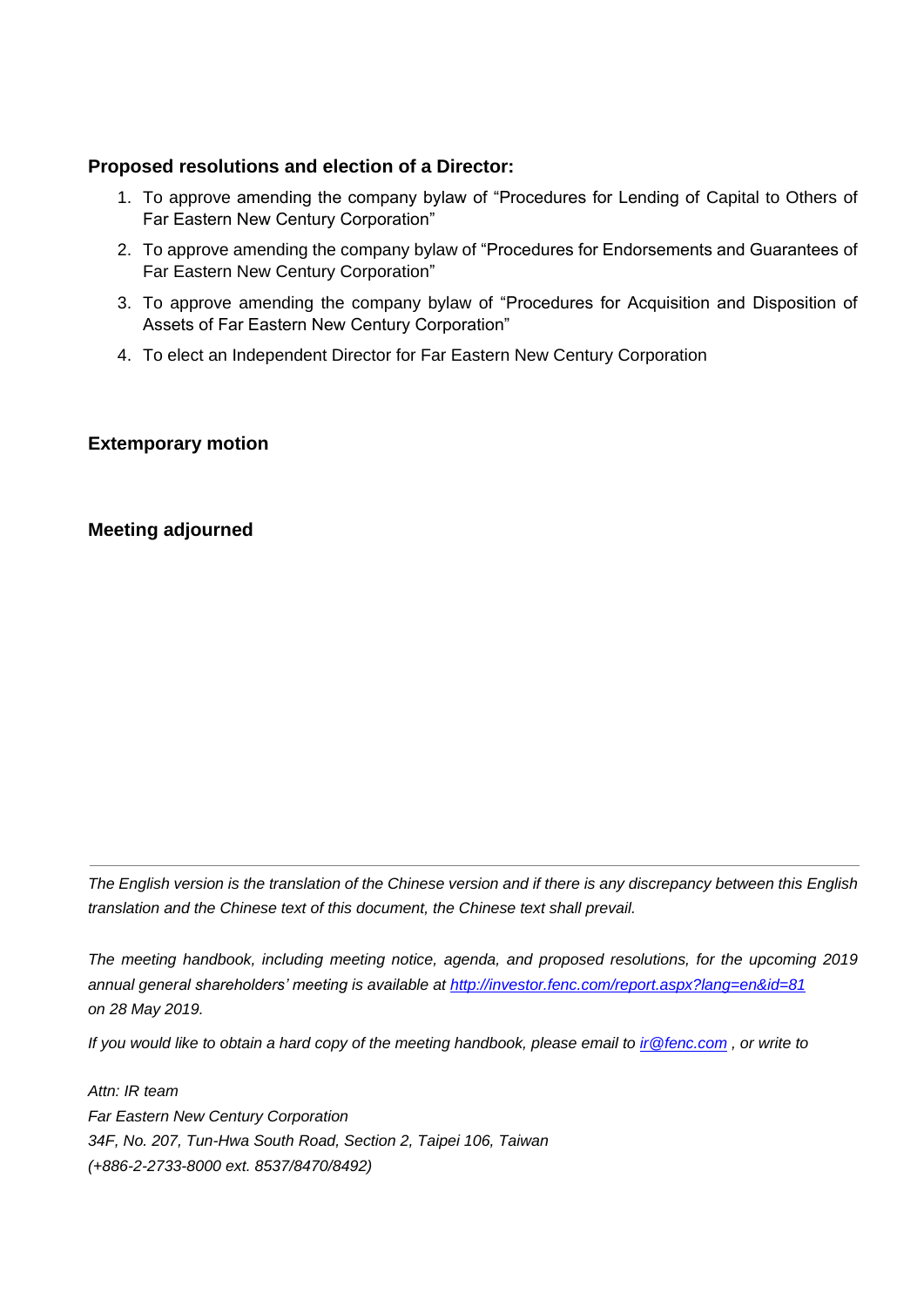**Proposed resolutions and election of a Director:**

1. To approve amending the company bylaw of "Procedures for Lending of Capital to Others of Far Eastern New Century Corporation"
2. To approve amending the company bylaw of "Procedures for Endorsements and Guarantees of Far Eastern New Century Corporation"
3. To approve amending the company bylaw of "Procedures for Acquisition and Disposition of Assets of Far Eastern New Century Corporation"
4. To elect an Independent Director for Far Eastern New Century Corporation

**Extemporary motion**

**Meeting adjourned**

---

*The English version is the translation of the Chinese version and if there is any discrepancy between this English translation and the Chinese text of this document, the Chinese text shall prevail.*

*The meeting handbook, including meeting notice, agenda, and proposed resolutions, for the upcoming 2019 annual general shareholders' meeting is available at [http://investor.fenc.com/report.aspx?lang=en&id=81](http://investor.fenc.com/report.aspx?lang=en&id=81) on 28 May 2019.*

*If you would like to obtain a hard copy of the meeting handbook, please email to [ir@fenc.com](mailto:ir@fenc.com) , or write to*

*Attn: IR team*
*Far Eastern New Century Corporation*
*34F, No. 207, Tun-Hwa South Road, Section 2, Taipei 106, Taiwan*
*(+886-2-2733-8000 ext. 8537/8470/8492)*